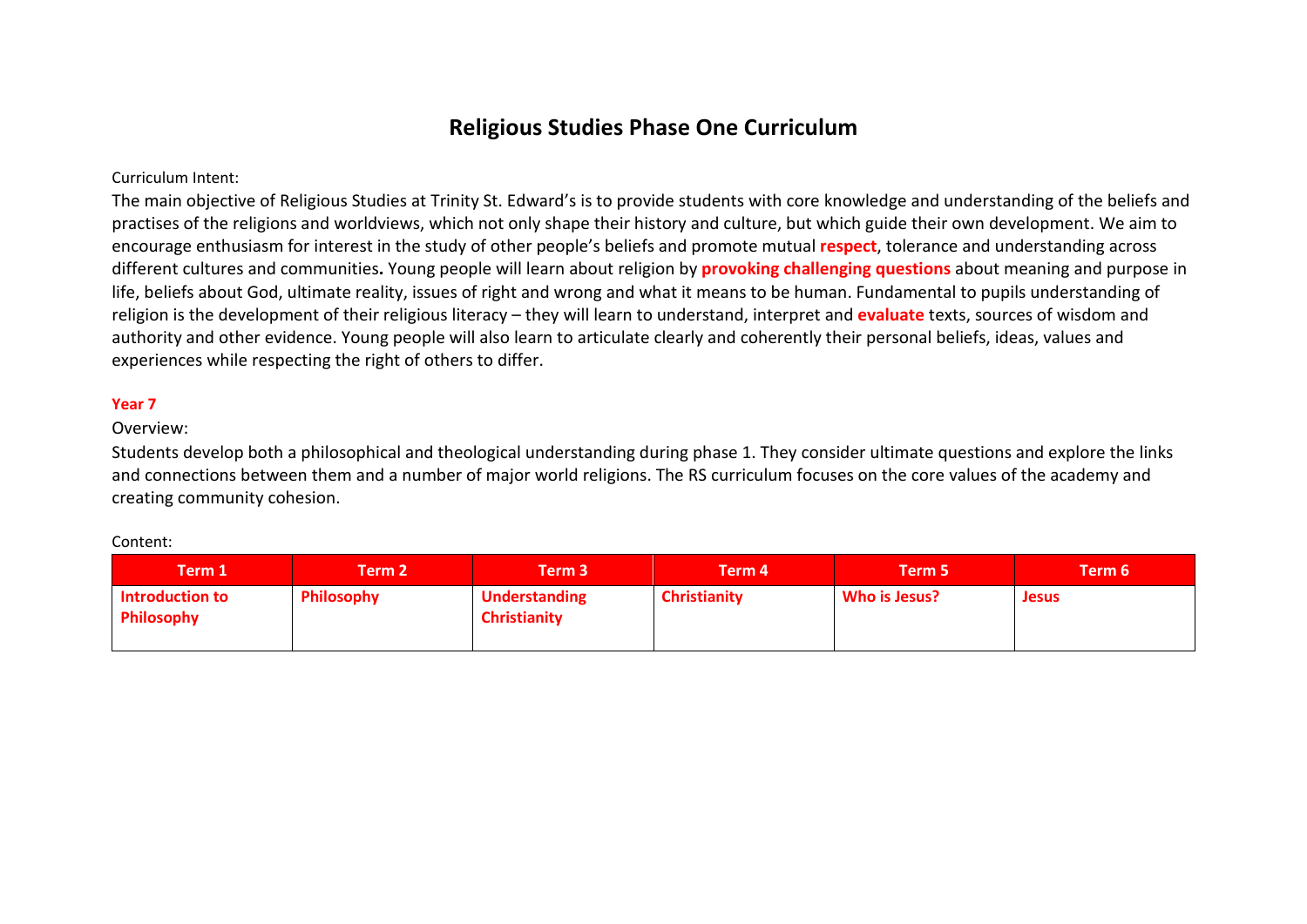# Religious Studies Phase One Curriculum

Curriculum Intent:

The main objective of Religious Studies at Trinity St. Edward's is to provide students with core knowledge and understanding of the beliefs and practises of the religions and worldviews, which not only shape their history and culture, but which guide their own development. We aim to encourage enthusiasm for interest in the study of other people's beliefs and promote mutual **respect**, tolerance and understanding across different cultures and communities**.** Young people will learn about religion by **provoking challenging questions** about meaning and purpose in life, beliefs about God, ultimate reality, issues of right and wrong and what it means to be human. Fundamental to pupils understanding of religion is the development of their religious literacy – they will learn to understand, interpret and **evaluate** texts, sources of wisdom and authority and other evidence. Young people will also learn to articulate clearly and coherently their personal beliefs, ideas, values and experiences while respecting the right of others to differ.

**Year 7**

Overview:

Students develop both a philosophical and theological understanding during phase 1. They consider ultimate questions and explore the links and connections between them and a number of major world religions. The RS curriculum focuses on the core values of the academy and creating community cohesion.

Content:

| Term 1 | Term 2 | Term 3 | Term 4 | Term 5 | Term 6 |
|---|---|---|---|---|---|
| **Introduction to Philosophy** | **Philosophy** | **Understanding Christianity** | **Christianity** | **Who is Jesus?** | **Jesus** |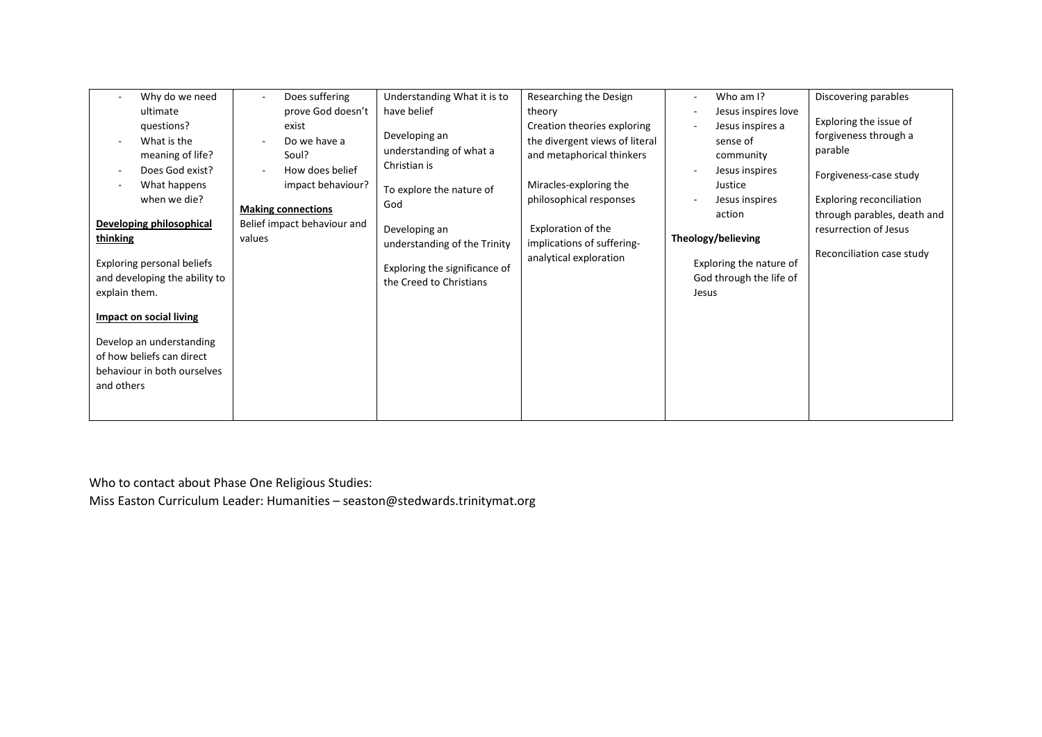| | | | | | |
|---|---|---|---|---|---|
| - Why do we need ultimate questions?<br>- What is the meaning of life?<br>- Does God exist?<br>- What happens when we die?<br><br>**Developing philosophical thinking**<br><br>Exploring personal beliefs and developing the ability to explain them.<br><br>**Impact on social living**<br><br>Develop an understanding of how beliefs can direct behaviour in both ourselves and others | - Does suffering prove God doesn't exist<br>- Do we have a Soul?<br>- How does belief impact behaviour?<br><br>**Making connections**<br>Belief impact behaviour and values | Understanding What it is to have belief<br><br>Developing an understanding of what a Christian is<br><br>To explore the nature of God<br><br>Developing an understanding of the Trinity<br><br>Exploring the significance of the Creed to Christians | Researching the Design theory<br>Creation theories exploring the divergent views of literal and metaphorical thinkers<br><br>Miracles-exploring the philosophical responses<br><br>Exploration of the implications of suffering- analytical exploration | - Who am I?<br>- Jesus inspires love<br>- Jesus inspires a sense of community<br>- Jesus inspires Justice<br>- Jesus inspires action<br><br>**Theology/believing**<br><br>Exploring the nature of God through the life of Jesus | Discovering parables<br><br>Exploring the issue of forgiveness through a parable<br><br>Forgiveness-case study<br><br>Exploring reconciliation through parables, death and resurrection of Jesus<br><br>Reconciliation case study |

Who to contact about Phase One Religious Studies:
Miss Easton Curriculum Leader: Humanities – seaston@stedwards.trinitymat.org